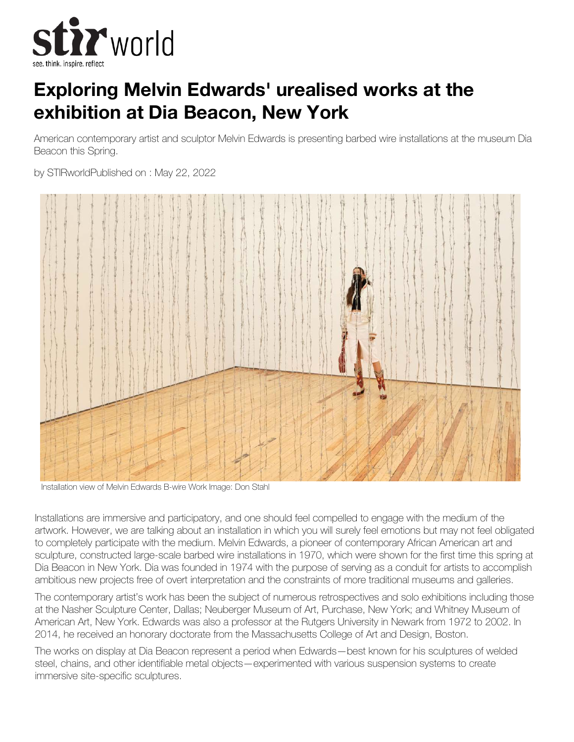# Exploring Melvin Edwards' urealised works at the exhibition at Dia Beacon, New York

American contemporary artist and sculptor Melvin Edwards is presenting barbed wire installations at the museum Dia Beacon this Spring.

by STIRworldPublished on : May 22, 2022

Installation view of Melvin Edwards B-wire Work Image: Don Stahl

Installations are immersive and participatory, and one should feel compelled to engage with the medium of the artwork. However, we are talking about an installation in which you will surely feel emotions but may not feel obligated to completely participate with the medium. Melvin Edwards, a pioneer of contemporary African American art and sculpture, constructed large-scale barbed wire installations in 1970, which were shown for the first time this spring at Dia Beacon in New York. Dia was founded in 1974 with the purpose of serving as a conduit for artists to accomplish ambitious new projects free of overt interpretation and the constraints of more traditional museums and galleries.

The contemporary artist's work has been the subject of numerous retrospectives and solo exhibitions including those at the Nasher Sculpture Center, Dallas; Neuberger Museum of Art, Purchase, New York; and Whitney Museum of American Art, New York. Edwards was also a professor at the Rutgers University in Newark from 1972 to 2002. In 2014, he received an honorary doctorate from the Massachusetts College of Art and Design, Boston.

The works on display at Dia Beacon represent a period when Edwards—best known for his sculptures of welded steel, chains, and other identifiable metal objects—experimented with various suspension systems to create immersive site-specific sculptures.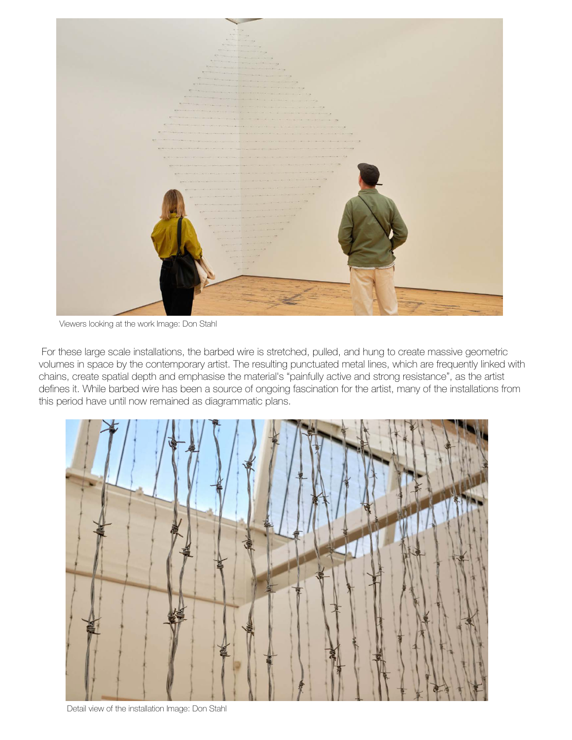Viewers looking at the work Image: Don Stahl

For these large scale installations, the barbed wire is stretched, pulled, and hung to create massive geometric volumes in space by the contemporary artist. The resulting punctuated metal lines, which are frequently linked with chains, create spatial depth and emphasise the material's "painfully active and strong resistance", as the artist defines it. While barbed wire has been a source of ongoing fascination for the artist, many of the installations from this period have until now remained as diagrammatic plans.

Detail view of the installation Image: Don Stahl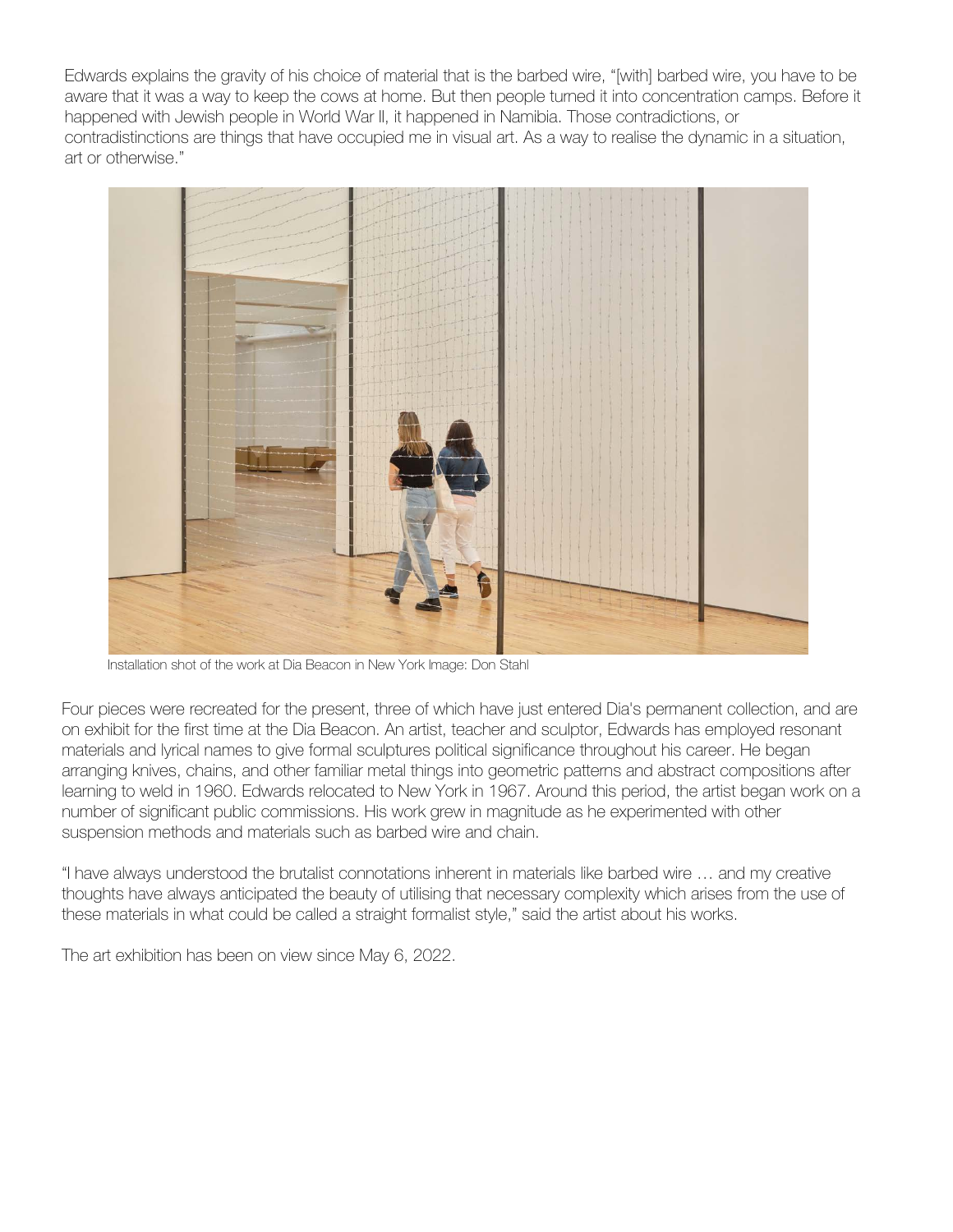Edwards explains the gravity of his choice of material that is the barbed wire, "[with] barbed wire, you have to be aware that it was a way to keep the cows at home. But then people turned it into concentration camps. Before it happened with Jewish people in World War II, it happened in Namibia. Those contradictions, or contradistinctions are things that have occupied me in visual art. As a way to realise the dynamic in a situation, art or otherwise."

Installation shot of the work at Dia Beacon in New York Image: Don Stahl

Four pieces were recreated for the present, three of which have just entered Dia's permanent collection, and are on exhibit for the first time at the Dia Beacon. An artist, teacher and sculptor, Edwards has employed resonant materials and lyrical names to give formal sculptures political significance throughout his career. He began arranging knives, chains, and other familiar metal things into geometric patterns and abstract compositions after learning to weld in 1960. Edwards relocated to New York in 1967. Around this period, the artist began work on a number of significant public commissions. His work grew in magnitude as he experimented with other suspension methods and materials such as barbed wire and chain.

"I have always understood the brutalist connotations inherent in materials like barbed wire … and my creative thoughts have always anticipated the beauty of utilising that necessary complexity which arises from the use of these materials in what could be called a straight formalist style," said the artist about his works.

The art exhibition has been on view since May 6, 2022.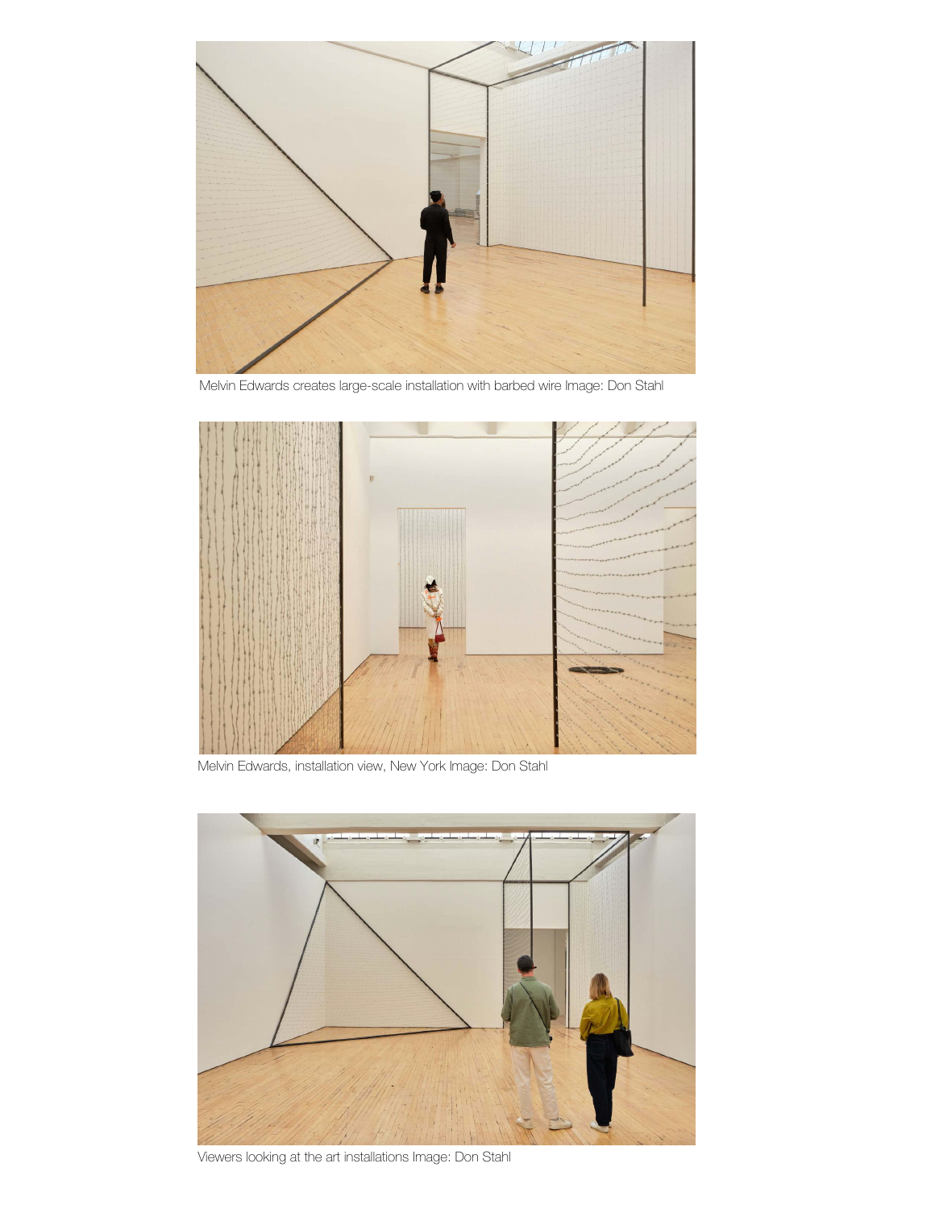Melvin Edwards creates large-scale installation with barbed wire Image: Don Stahl

Melvin Edwards, installation view, New York Image: Don Stahl

Viewers looking at the art installations Image: Don Stahl